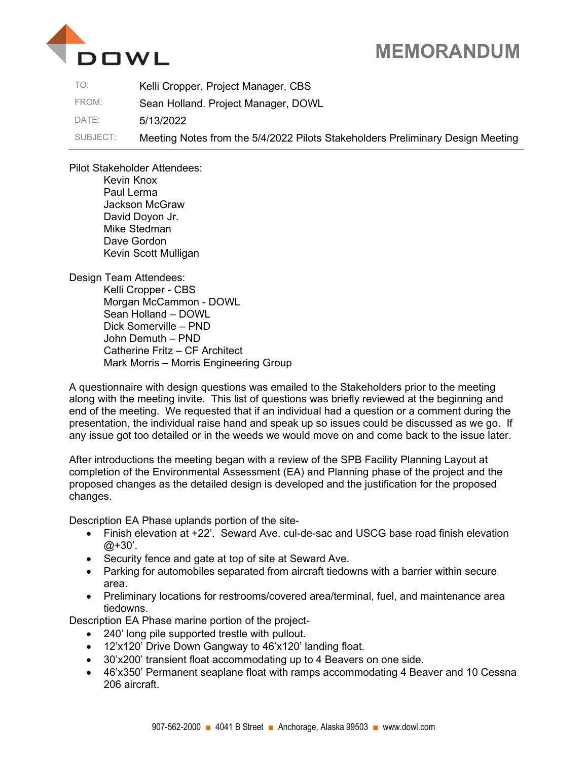DOWL

# MEMORANDUM

| | |
|---|---|
| TO: | Kelli Cropper, Project Manager, CBS |
| FROM: | Sean Holland. Project Manager, DOWL |
| DATE: | 5/13/2022 |
| SUBJECT: | Meeting Notes from the 5/4/2022 Pilots Stakeholders Preliminary Design Meeting |

Pilot Stakeholder Attendees:

- Kevin Knox
- Paul Lerma
- Jackson McGraw
- David Doyon Jr.
- Mike Stedman
- Dave Gordon
- Kevin Scott Mulligan

Design Team Attendees:

- Kelli Cropper - CBS
- Morgan McCammon - DOWL
- Sean Holland – DOWL
- Dick Somerville – PND
- John Demuth – PND
- Catherine Fritz – CF Architect
- Mark Morris – Morris Engineering Group

A questionnaire with design questions was emailed to the Stakeholders prior to the meeting along with the meeting invite. This list of questions was briefly reviewed at the beginning and end of the meeting. We requested that if an individual had a question or a comment during the presentation, the individual raise hand and speak up so issues could be discussed as we go. If any issue got too detailed or in the weeds we would move on and come back to the issue later.

After introductions the meeting began with a review of the SPB Facility Planning Layout at completion of the Environmental Assessment (EA) and Planning phase of the project and the proposed changes as the detailed design is developed and the justification for the proposed changes.

Description EA Phase uplands portion of the site-

- Finish elevation at +22'. Seward Ave. cul-de-sac and USCG base road finish elevation @+30'.
- Security fence and gate at top of site at Seward Ave.
- Parking for automobiles separated from aircraft tiedowns with a barrier within secure area.
- Preliminary locations for restrooms/covered area/terminal, fuel, and maintenance area tiedowns.

Description EA Phase marine portion of the project-

- 240' long pile supported trestle with pullout.
- 12'x120' Drive Down Gangway to 46'x120' landing float.
- 30'x200' transient float accommodating up to 4 Beavers on one side.
- 46'x350' Permanent seaplane float with ramps accommodating 4 Beaver and 10 Cessna 206 aircraft.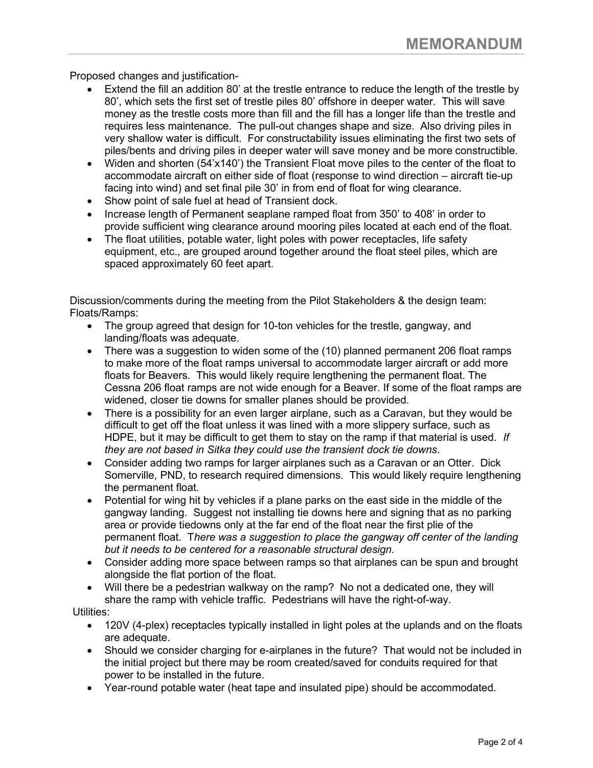Proposed changes and justification-

- Extend the fill an addition 80' at the trestle entrance to reduce the length of the trestle by 80', which sets the first set of trestle piles 80' offshore in deeper water. This will save money as the trestle costs more than fill and the fill has a longer life than the trestle and requires less maintenance. The pull-out changes shape and size. Also driving piles in very shallow water is difficult. For constructability issues eliminating the first two sets of piles/bents and driving piles in deeper water will save money and be more constructible.
- Widen and shorten (54'x140') the Transient Float move piles to the center of the float to accommodate aircraft on either side of float (response to wind direction – aircraft tie-up facing into wind) and set final pile 30' in from end of float for wing clearance.
- Show point of sale fuel at head of Transient dock.
- Increase length of Permanent seaplane ramped float from 350' to 408' in order to provide sufficient wing clearance around mooring piles located at each end of the float.
- The float utilities, potable water, light poles with power receptacles, life safety equipment, etc., are grouped around together around the float steel piles, which are spaced approximately 60 feet apart.

Discussion/comments during the meeting from the Pilot Stakeholders & the design team:
Floats/Ramps:

- The group agreed that design for 10-ton vehicles for the trestle, gangway, and landing/floats was adequate.
- There was a suggestion to widen some of the (10) planned permanent 206 float ramps to make more of the float ramps universal to accommodate larger aircraft or add more floats for Beavers. This would likely require lengthening the permanent float. The Cessna 206 float ramps are not wide enough for a Beaver. If some of the float ramps are widened, closer tie downs for smaller planes should be provided.
- There is a possibility for an even larger airplane, such as a Caravan, but they would be difficult to get off the float unless it was lined with a more slippery surface, such as HDPE, but it may be difficult to get them to stay on the ramp if that material is used. *If they are not based in Sitka they could use the transient dock tie downs.*
- Consider adding two ramps for larger airplanes such as a Caravan or an Otter. Dick Somerville, PND, to research required dimensions. This would likely require lengthening the permanent float.
- Potential for wing hit by vehicles if a plane parks on the east side in the middle of the gangway landing. Suggest not installing tie downs here and signing that as no parking area or provide tiedowns only at the far end of the float near the first plie of the permanent float. T*here was a suggestion to place the gangway off center of the landing but it needs to be centered for a reasonable structural design.*
- Consider adding more space between ramps so that airplanes can be spun and brought alongside the flat portion of the float.
- Will there be a pedestrian walkway on the ramp? No not a dedicated one, they will share the ramp with vehicle traffic. Pedestrians will have the right-of-way.

Utilities:

- 120V (4-plex) receptacles typically installed in light poles at the uplands and on the floats are adequate.
- Should we consider charging for e-airplanes in the future? That would not be included in the initial project but there may be room created/saved for conduits required for that power to be installed in the future.
- Year-round potable water (heat tape and insulated pipe) should be accommodated.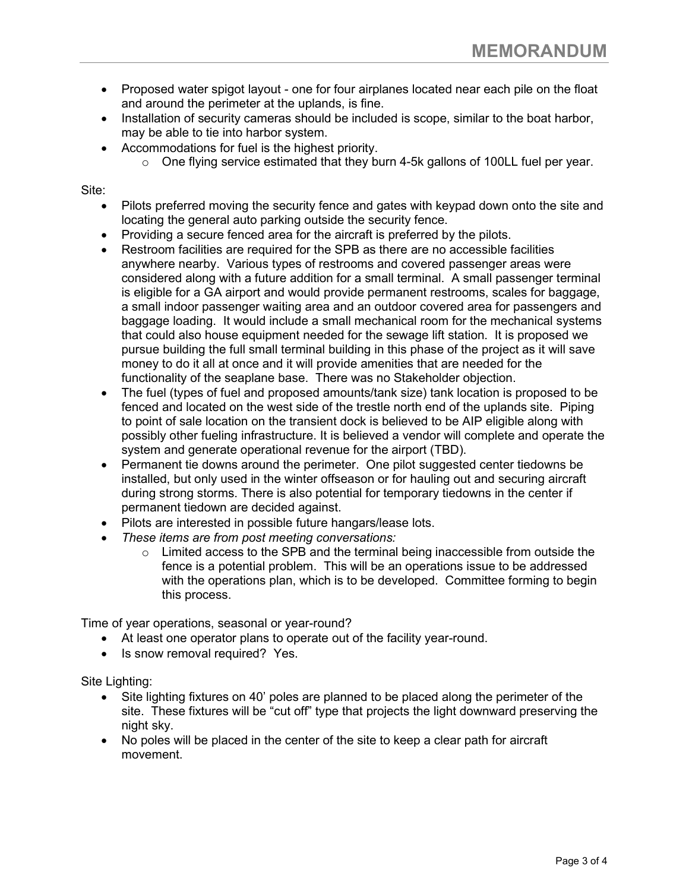- Proposed water spigot layout - one for four airplanes located near each pile on the float and around the perimeter at the uplands, is fine.
- Installation of security cameras should be included is scope, similar to the boat harbor, may be able to tie into harbor system.
- Accommodations for fuel is the highest priority.
  - One flying service estimated that they burn 4-5k gallons of 100LL fuel per year.

Site:

- Pilots preferred moving the security fence and gates with keypad down onto the site and locating the general auto parking outside the security fence.
- Providing a secure fenced area for the aircraft is preferred by the pilots.
- Restroom facilities are required for the SPB as there are no accessible facilities anywhere nearby. Various types of restrooms and covered passenger areas were considered along with a future addition for a small terminal. A small passenger terminal is eligible for a GA airport and would provide permanent restrooms, scales for baggage, a small indoor passenger waiting area and an outdoor covered area for passengers and baggage loading. It would include a small mechanical room for the mechanical systems that could also house equipment needed for the sewage lift station. It is proposed we pursue building the full small terminal building in this phase of the project as it will save money to do it all at once and it will provide amenities that are needed for the functionality of the seaplane base. There was no Stakeholder objection.
- The fuel (types of fuel and proposed amounts/tank size) tank location is proposed to be fenced and located on the west side of the trestle north end of the uplands site. Piping to point of sale location on the transient dock is believed to be AIP eligible along with possibly other fueling infrastructure. It is believed a vendor will complete and operate the system and generate operational revenue for the airport (TBD).
- Permanent tie downs around the perimeter. One pilot suggested center tiedowns be installed, but only used in the winter offseason or for hauling out and securing aircraft during strong storms. There is also potential for temporary tiedowns in the center if permanent tiedown are decided against.
- Pilots are interested in possible future hangars/lease lots.
- *These items are from post meeting conversations:*
  - Limited access to the SPB and the terminal being inaccessible from outside the fence is a potential problem. This will be an operations issue to be addressed with the operations plan, which is to be developed. Committee forming to begin this process.

Time of year operations, seasonal or year-round?

- At least one operator plans to operate out of the facility year-round.
- Is snow removal required? Yes.

Site Lighting:

- Site lighting fixtures on 40' poles are planned to be placed along the perimeter of the site. These fixtures will be "cut off" type that projects the light downward preserving the night sky.
- No poles will be placed in the center of the site to keep a clear path for aircraft movement.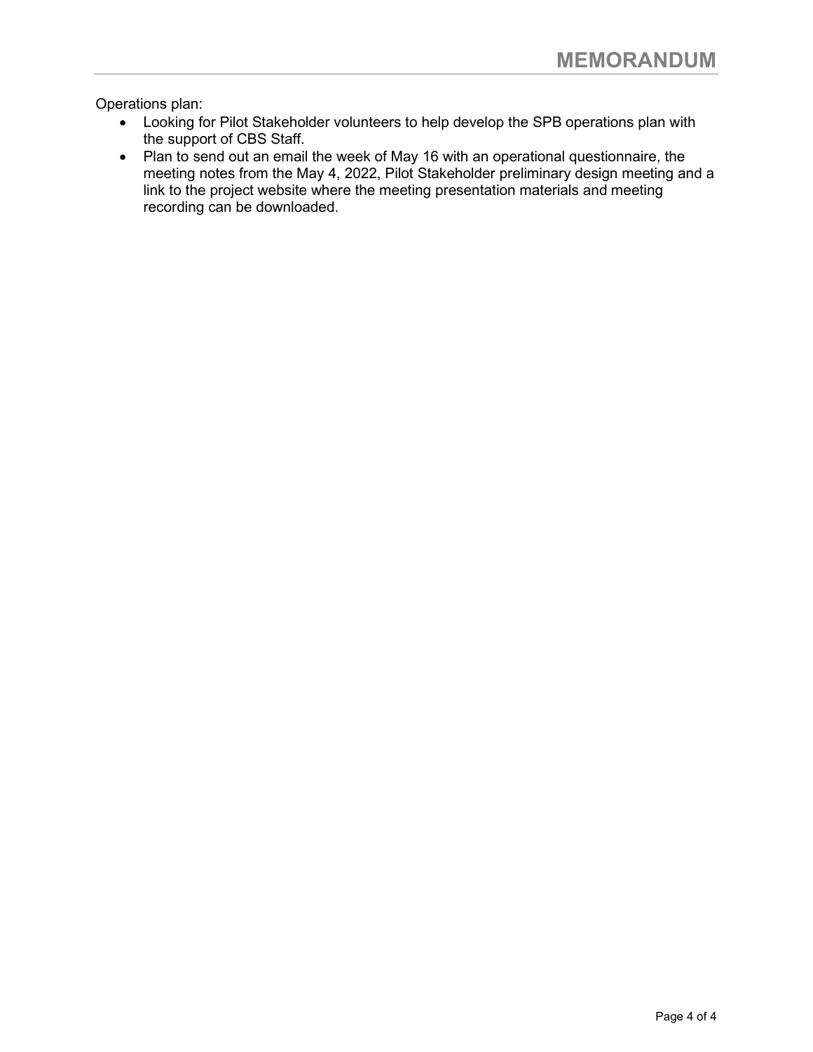Operations plan:

- Looking for Pilot Stakeholder volunteers to help develop the SPB operations plan with the support of CBS Staff.
- Plan to send out an email the week of May 16 with an operational questionnaire, the meeting notes from the May 4, 2022, Pilot Stakeholder preliminary design meeting and a link to the project website where the meeting presentation materials and meeting recording can be downloaded.